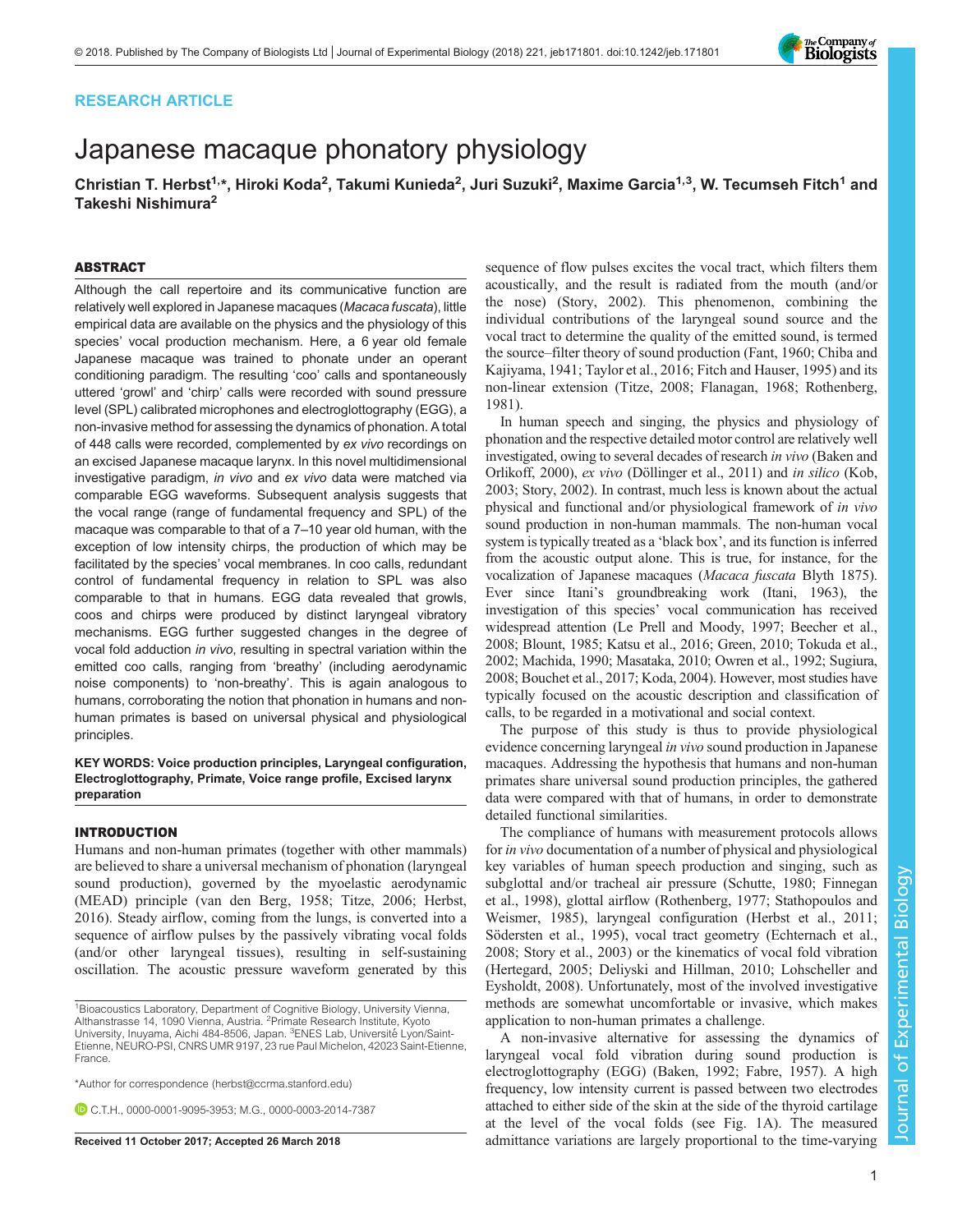RESEARCH ARTICLE

# Japanese macaque phonatory physiology

**Christian T. Herbst[1,*], Hiroki Koda[2], Takumi Kunieda[2], Juri Suzuki[2], Maxime Garcia[1,3], W. Tecumseh Fitch[1] and Takeshi Nishimura[2]**

## ABSTRACT

Although the call repertoire and its communicative function are relatively well explored in Japanese macaques (*Macaca fuscata*), little empirical data are available on the physics and the physiology of this species' vocal production mechanism. Here, a 6 year old female Japanese macaque was trained to phonate under an operant conditioning paradigm. The resulting 'coo' calls and spontaneously uttered 'growl' and 'chirp' calls were recorded with sound pressure level (SPL) calibrated microphones and electroglottography (EGG), a non-invasive method for assessing the dynamics of phonation. A total of 448 calls were recorded, complemented by *ex vivo* recordings on an excised Japanese macaque larynx. In this novel multidimensional investigative paradigm, *in vivo* and *ex vivo* data were matched via comparable EGG waveforms. Subsequent analysis suggests that the vocal range (range of fundamental frequency and SPL) of the macaque was comparable to that of a 7–10 year old human, with the exception of low intensity chirps, the production of which may be facilitated by the species' vocal membranes. In coo calls, redundant control of fundamental frequency in relation to SPL was also comparable to that in humans. EGG data revealed that growls, coos and chirps were produced by distinct laryngeal vibratory mechanisms. EGG further suggested changes in the degree of vocal fold adduction *in vivo*, resulting in spectral variation within the emitted coo calls, ranging from 'breathy' (including aerodynamic noise components) to 'non-breathy'. This is again analogous to humans, corroborating the notion that phonation in humans and non-human primates is based on universal physical and physiological principles.

**KEY WORDS: Voice production principles, Laryngeal configuration, Electroglottography, Primate, Voice range profile, Excised larynx preparation**

## INTRODUCTION

Humans and non-human primates (together with other mammals) are believed to share a universal mechanism of phonation (laryngeal sound production), governed by the myoelastic aerodynamic (MEAD) principle (van den Berg, 1958; Titze, 2006; Herbst, 2016). Steady airflow, coming from the lungs, is converted into a sequence of airflow pulses by the passively vibrating vocal folds (and/or other laryngeal tissues), resulting in self-sustaining oscillation. The acoustic pressure waveform generated by this sequence of flow pulses excites the vocal tract, which filters them acoustically, and the result is radiated from the mouth (and/or the nose) (Story, 2002). This phenomenon, combining the individual contributions of the laryngeal sound source and the vocal tract to determine the quality of the emitted sound, is termed the source–filter theory of sound production (Fant, 1960; Chiba and Kajiyama, 1941; Taylor et al., 2016; Fitch and Hauser, 1995) and its non-linear extension (Titze, 2008; Flanagan, 1968; Rothenberg, 1981).

In human speech and singing, the physics and physiology of phonation and the respective detailed motor control are relatively well investigated, owing to several decades of research *in vivo* (Baken and Orlikoff, 2000), *ex vivo* (Döllinger et al., 2011) and *in silico* (Kob, 2003; Story, 2002). In contrast, much less is known about the actual physical and functional and/or physiological framework of *in vivo* sound production in non-human mammals. The non-human vocal system is typically treated as a 'black box', and its function is inferred from the acoustic output alone. This is true, for instance, for the vocalization of Japanese macaques (*Macaca fuscata* Blyth 1875). Ever since Itani's groundbreaking work (Itani, 1963), the investigation of this species' vocal communication has received widespread attention (Le Prell and Moody, 1997; Beecher et al., 2008; Blount, 1985; Katsu et al., 2016; Green, 2010; Tokuda et al., 2002; Machida, 1990; Masataka, 2010; Owren et al., 1992; Sugiura, 2008; Bouchet et al., 2017; Koda, 2004). However, most studies have typically focused on the acoustic description and classification of calls, to be regarded in a motivational and social context.

The purpose of this study is thus to provide physiological evidence concerning laryngeal *in vivo* sound production in Japanese macaques. Addressing the hypothesis that humans and non-human primates share universal sound production principles, the gathered data were compared with that of humans, in order to demonstrate detailed functional similarities.

The compliance of humans with measurement protocols allows for *in vivo* documentation of a number of physical and physiological key variables of human speech production and singing, such as subglottal and/or tracheal air pressure (Schutte, 1980; Finnegan et al., 1998), glottal airflow (Rothenberg, 1977; Stathopoulos and Weismer, 1985), laryngeal configuration (Herbst et al., 2011; Södersten et al., 1995), vocal tract geometry (Echternach et al., 2008; Story et al., 2003) or the kinematics of vocal fold vibration (Hertegard, 2005; Deliyski and Hillman, 2010; Lohscheller and Eysholdt, 2008). Unfortunately, most of the involved investigative methods are somewhat uncomfortable or invasive, which makes application to non-human primates a challenge.

A non-invasive alternative for assessing the dynamics of laryngeal vocal fold vibration during sound production is electroglottography (EGG) (Baken, 1992; Fabre, 1957). A high frequency, low intensity current is passed between two electrodes attached to either side of the skin at the side of the thyroid cartilage at the level of the vocal folds (see Fig. 1A). The measured admittance variations are largely proportional to the time-varying

---

[1]Bioacoustics Laboratory, Department of Cognitive Biology, University Vienna, Althanstrasse 14, 1090 Vienna, Austria. [2]Primate Research Institute, Kyoto University, Inuyama, Aichi 484-8506, Japan. [3]ENES Lab, Université Lyon/Saint-Etienne, NEURO-PSI, CNRS UMR 9197, 23 rue Paul Michelon, 42023 Saint-Etienne, France.

*Author for correspondence (herbst@ccrma.stanford.edu)

C.T.H., 0000-0001-9095-3953; M.G., 0000-0003-2014-7387

Received 11 October 2017; Accepted 26 March 2018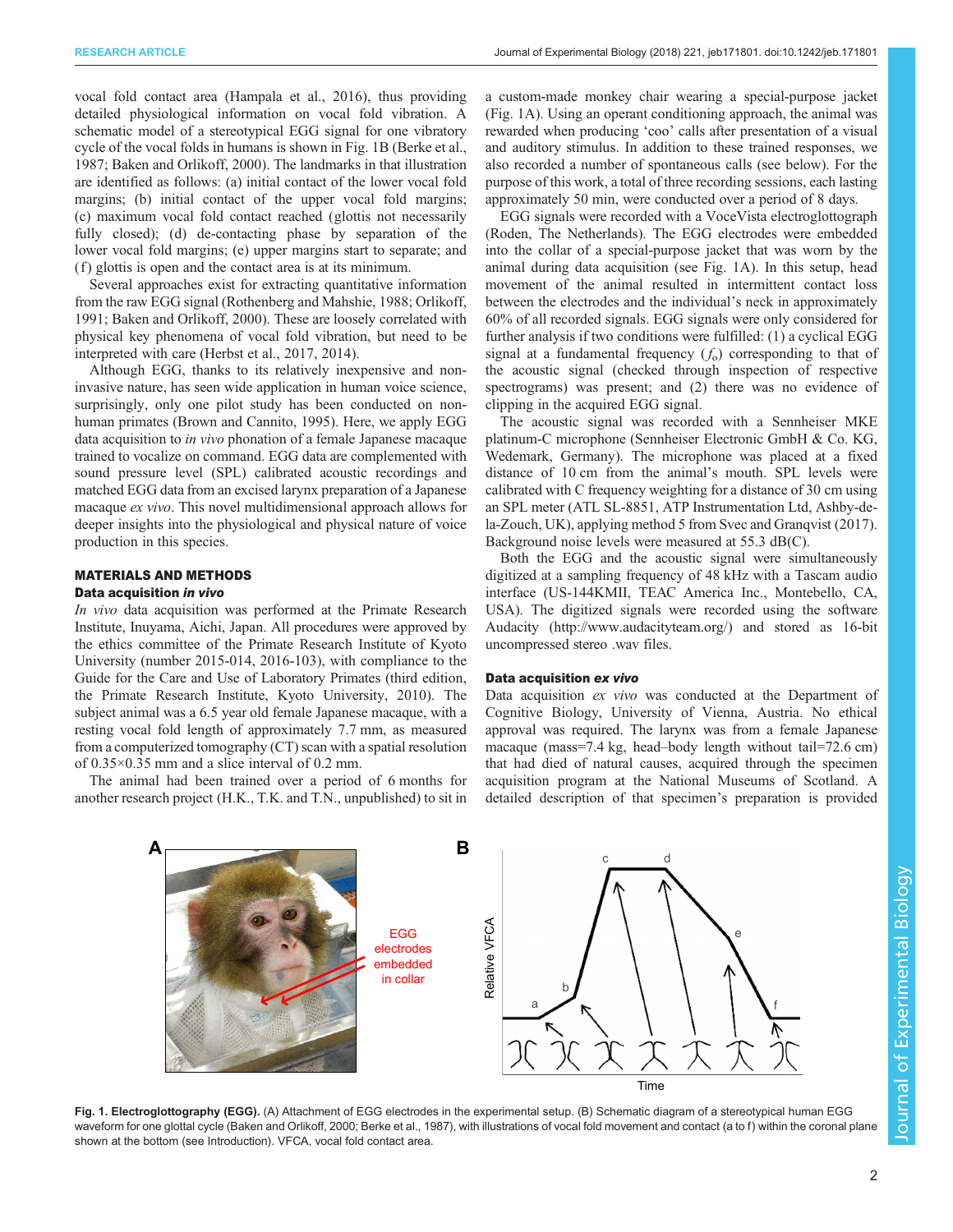vocal fold contact area (Hampala et al., 2016), thus providing detailed physiological information on vocal fold vibration. A schematic model of a stereotypical EGG signal for one vibratory cycle of the vocal folds in humans is shown in Fig. 1B (Berke et al., 1987; Baken and Orlikoff, 2000). The landmarks in that illustration are identified as follows: (a) initial contact of the lower vocal fold margins; (b) initial contact of the upper vocal fold margins; (c) maximum vocal fold contact reached (glottis not necessarily fully closed); (d) de-contacting phase by separation of the lower vocal fold margins; (e) upper margins start to separate; and (f) glottis is open and the contact area is at its minimum.

Several approaches exist for extracting quantitative information from the raw EGG signal (Rothenberg and Mahshie, 1988; Orlikoff, 1991; Baken and Orlikoff, 2000). These are loosely correlated with physical key phenomena of vocal fold vibration, but need to be interpreted with care (Herbst et al., 2017, 2014).

Although EGG, thanks to its relatively inexpensive and non-invasive nature, has seen wide application in human voice science, surprisingly, only one pilot study has been conducted on non-human primates (Brown and Cannito, 1995). Here, we apply EGG data acquisition to *in vivo* phonation of a female Japanese macaque trained to vocalize on command. EGG data are complemented with sound pressure level (SPL) calibrated acoustic recordings and matched EGG data from an excised larynx preparation of a Japanese macaque *ex vivo*. This novel multidimensional approach allows for deeper insights into the physiological and physical nature of voice production in this species.

## MATERIALS AND METHODS

### Data acquisition *in vivo*

*In vivo* data acquisition was performed at the Primate Research Institute, Inuyama, Aichi, Japan. All procedures were approved by the ethics committee of the Primate Research Institute of Kyoto University (number 2015-014, 2016-103), with compliance to the Guide for the Care and Use of Laboratory Primates (third edition, the Primate Research Institute, Kyoto University, 2010). The subject animal was a 6.5 year old female Japanese macaque, with a resting vocal fold length of approximately 7.7 mm, as measured from a computerized tomography (CT) scan with a spatial resolution of 0.35×0.35 mm and a slice interval of 0.2 mm.

The animal had been trained over a period of 6 months for another research project (H.K., T.K. and T.N., unpublished) to sit in a custom-made monkey chair wearing a special-purpose jacket (Fig. 1A). Using an operant conditioning approach, the animal was rewarded when producing 'coo' calls after presentation of a visual and auditory stimulus. In addition to these trained responses, we also recorded a number of spontaneous calls (see below). For the purpose of this work, a total of three recording sessions, each lasting approximately 50 min, were conducted over a period of 8 days.

EGG signals were recorded with a VoceVista electroglottograph (Roden, The Netherlands). The EGG electrodes were embedded into the collar of a special-purpose jacket that was worn by the animal during data acquisition (see Fig. 1A). In this setup, head movement of the animal resulted in intermittent contact loss between the electrodes and the individual's neck in approximately 60% of all recorded signals. EGG signals were only considered for further analysis if two conditions were fulfilled: (1) a cyclical EGG signal at a fundamental frequency ($f_o$) corresponding to that of the acoustic signal (checked through inspection of respective spectrograms) was present; and (2) there was no evidence of clipping in the acquired EGG signal.

The acoustic signal was recorded with a Sennheiser MKE platinum-C microphone (Sennheiser Electronic GmbH & Co. KG, Wedemark, Germany). The microphone was placed at a fixed distance of 10 cm from the animal's mouth. SPL levels were calibrated with C frequency weighting for a distance of 30 cm using an SPL meter (ATL SL-8851, ATP Instrumentation Ltd, Ashby-de-la-Zouch, UK), applying method 5 from Svec and Granqvist (2017). Background noise levels were measured at 55.3 dB(C).

Both the EGG and the acoustic signal were simultaneously digitized at a sampling frequency of 48 kHz with a Tascam audio interface (US-144KMII, TEAC America Inc., Montebello, CA, USA). The digitized signals were recorded using the software Audacity (http://www.audacityteam.org/) and stored as 16-bit uncompressed stereo .wav files.

### Data acquisition *ex vivo*

Data acquisition *ex vivo* was conducted at the Department of Cognitive Biology, University of Vienna, Austria. No ethical approval was required. The larynx was from a female Japanese macaque (mass=7.4 kg, head–body length without tail=72.6 cm) that had died of natural causes, acquired through the specimen acquisition program at the National Museums of Scotland. A detailed description of that specimen's preparation is provided

**Fig. 1. Electroglottography (EGG).** (A) Attachment of EGG electrodes in the experimental setup. (B) Schematic diagram of a stereotypical human EGG waveform for one glottal cycle (Baken and Orlikoff, 2000; Berke et al., 1987), with illustrations of vocal fold movement and contact (a to f) within the coronal plane shown at the bottom (see Introduction). VFCA, vocal fold contact area.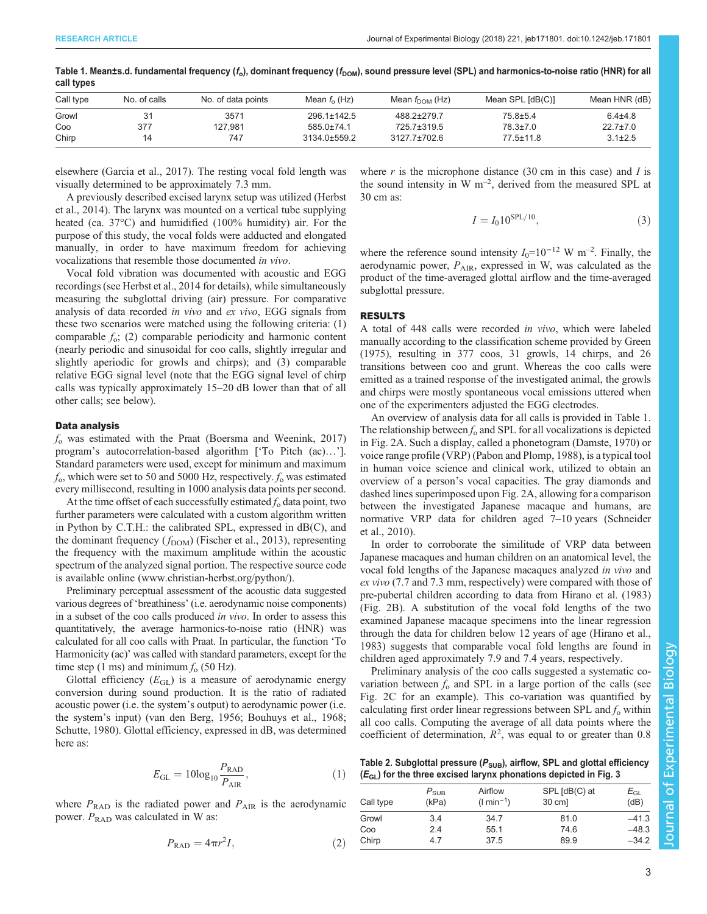Table 1. Mean±s.d. fundamental frequency ($f_o$), dominant frequency ($f_{DOM}$), sound pressure level (SPL) and harmonics-to-noise ratio (HNR) for all call types

| Call type | No. of calls | No. of data points | Mean $f_o$ (Hz) | Mean $f_{DOM}$ (Hz) | Mean SPL [dB(C)] | Mean HNR (dB) |
|---|---|---|---|---|---|---|
| Growl | 31 | 3571 | 296.1±142.5 | 488.2±279.7 | 75.8±5.4 | 6.4±4.8 |
| Coo | 377 | 127,981 | 585.0±74.1 | 725.7±319.5 | 78.3±7.0 | 22.7±7.0 |
| Chirp | 14 | 747 | 3134.0±559.2 | 3127.7±702.6 | 77.5±11.8 | 3.1±2.5 |

elsewhere (Garcia et al., 2017). The resting vocal fold length was visually determined to be approximately 7.3 mm.

A previously described excised larynx setup was utilized (Herbst et al., 2014). The larynx was mounted on a vertical tube supplying heated (ca. 37°C) and humidified (100% humidity) air. For the purpose of this study, the vocal folds were adducted and elongated manually, in order to have maximum freedom for achieving vocalizations that resemble those documented *in vivo*.

Vocal fold vibration was documented with acoustic and EGG recordings (see Herbst et al., 2014 for details), while simultaneously measuring the subglottal driving (air) pressure. For comparative analysis of data recorded *in vivo* and *ex vivo*, EGG signals from these two scenarios were matched using the following criteria: (1) comparable $f_o$; (2) comparable periodicity and harmonic content (nearly periodic and sinusoidal for coo calls, slightly irregular and slightly aperiodic for growls and chirps); and (3) comparable relative EGG signal level (note that the EGG signal level of chirp calls was typically approximately 15–20 dB lower than that of all other calls; see below).

### Data analysis

$f_o$ was estimated with the Praat (Boersma and Weenink, 2017) program's autocorrelation-based algorithm ['To Pitch (ac)…']. Standard parameters were used, except for minimum and maximum $f_o$, which were set to 50 and 5000 Hz, respectively. $f_o$ was estimated every millisecond, resulting in 1000 analysis data points per second.

At the time offset of each successfully estimated $f_o$ data point, two further parameters were calculated with a custom algorithm written in Python by C.T.H.: the calibrated SPL, expressed in dB(C), and the dominant frequency ($f_{DOM}$) (Fischer et al., 2013), representing the frequency with the maximum amplitude within the acoustic spectrum of the analyzed signal portion. The respective source code is available online (www.christian-herbst.org/python/).

Preliminary perceptual assessment of the acoustic data suggested various degrees of 'breathiness' (i.e. aerodynamic noise components) in a subset of the coo calls produced *in vivo*. In order to assess this quantitatively, the average harmonics-to-noise ratio (HNR) was calculated for all coo calls with Praat. In particular, the function 'To Harmonicity (ac)' was called with standard parameters, except for the time step (1 ms) and minimum $f_o$ (50 Hz).

Glottal efficiency ($E_{GL}$) is a measure of aerodynamic energy conversion during sound production. It is the ratio of radiated acoustic power (i.e. the system's output) to aerodynamic power (i.e. the system's input) (van den Berg, 1956; Bouhuys et al., 1968; Schutte, 1980). Glottal efficiency, expressed in dB, was determined here as:

$$E_{GL} = 10\log_{10}\frac{P_{RAD}}{P_{AIR}}, \tag{1}$$

where $P_{RAD}$ is the radiated power and $P_{AIR}$ is the aerodynamic power. $P_{RAD}$ was calculated in W as:

$$P_{RAD} = 4\pi r^2 I, \tag{2}$$

where $r$ is the microphone distance (30 cm in this case) and $I$ is the sound intensity in W m$^{-2}$, derived from the measured SPL at 30 cm as:

$$I = I_0 10^{\mathrm{SPL}/10}, \tag{3}$$

where the reference sound intensity $I_0$=$10^{-12}$ W m$^{-2}$. Finally, the aerodynamic power, $P_{AIR}$, expressed in W, was calculated as the product of the time-averaged glottal airflow and the time-averaged subglottal pressure.

## RESULTS

A total of 448 calls were recorded *in vivo*, which were labeled manually according to the classification scheme provided by Green (1975), resulting in 377 coos, 31 growls, 14 chirps, and 26 transitions between coo and grunt. Whereas the coo calls were emitted as a trained response of the investigated animal, the growls and chirps were mostly spontaneous vocal emissions uttered when one of the experimenters adjusted the EGG electrodes.

An overview of analysis data for all calls is provided in Table 1. The relationship between $f_o$ and SPL for all vocalizations is depicted in Fig. 2A. Such a display, called a phonetogram (Damste, 1970) or voice range profile (VRP) (Pabon and Plomp, 1988), is a typical tool in human voice science and clinical work, utilized to obtain an overview of a person's vocal capacities. The gray diamonds and dashed lines superimposed upon Fig. 2A, allowing for a comparison between the investigated Japanese macaque and humans, are normative VRP data for children aged 7–10 years (Schneider et al., 2010).

In order to corroborate the similitude of VRP data between Japanese macaques and human children on an anatomical level, the vocal fold lengths of the Japanese macaques analyzed *in vivo* and *ex vivo* (7.7 and 7.3 mm, respectively) were compared with those of pre-pubertal children according to data from Hirano et al. (1983) (Fig. 2B). A substitution of the vocal fold lengths of the two examined Japanese macaque specimens into the linear regression through the data for children below 12 years of age (Hirano et al., 1983) suggests that comparable vocal fold lengths are found in children aged approximately 7.9 and 7.4 years, respectively.

Preliminary analysis of the coo calls suggested a systematic co-variation between $f_o$ and SPL in a large portion of the calls (see Fig. 2C for an example). This co-variation was quantified by calculating first order linear regressions between SPL and $f_o$ within all coo calls. Computing the average of all data points where the coefficient of determination, $R^2$, was equal to or greater than 0.8

Table 2. Subglottal pressure ($P_{SUB}$), airflow, SPL and glottal efficiency ($E_{GL}$) for the three excised larynx phonations depicted in Fig. 3

| Call type | $P_{SUB}$ (kPa) | Airflow (l min$^{-1}$) | SPL [dB(C) at 30 cm] | $E_{GL}$ (dB) |
|---|---|---|---|---|
| Growl | 3.4 | 34.7 | 81.0 | −41.3 |
| Coo | 2.4 | 55.1 | 74.6 | −48.3 |
| Chirp | 4.7 | 37.5 | 89.9 | −34.2 |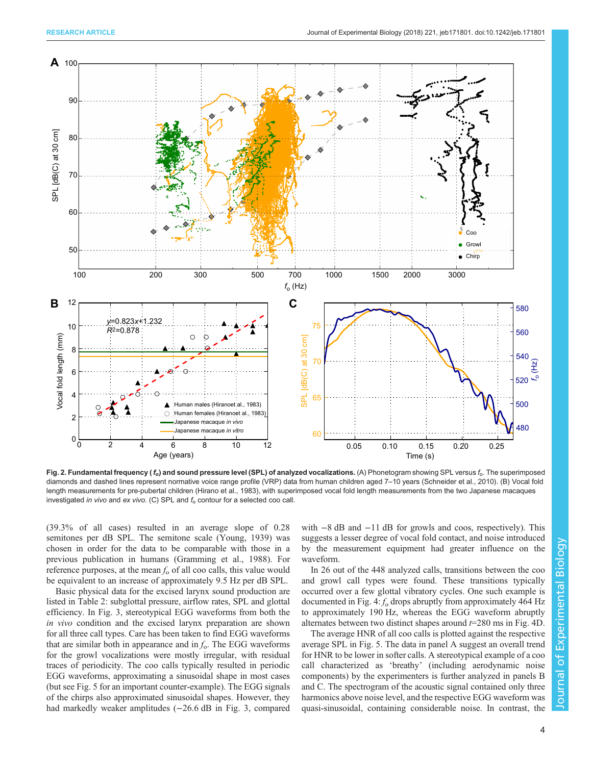**Fig. 2. Fundamental frequency ($f_o$) and sound pressure level (SPL) of analyzed vocalizations.** (A) Phonetogram showing SPL versus $f_o$. The superimposed diamonds and dashed lines represent normative voice range profile (VRP) data from human children aged 7–10 years (Schneider et al., 2010). (B) Vocal fold length measurements for pre-pubertal children (Hirano et al., 1983), with superimposed vocal fold length measurements from the two Japanese macaques investigated *in vivo* and *ex vivo*. (C) SPL and $f_o$ contour for a selected coo call.

(39.3% of all cases) resulted in an average slope of 0.28 semitones per dB SPL. The semitone scale (Young, 1939) was chosen in order for the data to be comparable with those in a previous publication in humans (Gramming et al., 1988). For reference purposes, at the mean $f_o$ of all coo calls, this value would be equivalent to an increase of approximately 9.5 Hz per dB SPL.

Basic physical data for the excised larynx sound production are listed in Table 2: subglottal pressure, airflow rates, SPL and glottal efficiency. In Fig. 3, stereotypical EGG waveforms from both the *in vivo* condition and the excised larynx preparation are shown for all three call types. Care has been taken to find EGG waveforms that are similar both in appearance and in $f_o$. The EGG waveforms for the growl vocalizations were mostly irregular, with residual traces of periodicity. The coo calls typically resulted in periodic EGG waveforms, approximating a sinusoidal shape in most cases (but see Fig. 5 for an important counter-example). The EGG signals of the chirps also approximated sinusoidal shapes. However, they had markedly weaker amplitudes (−26.6 dB in Fig. 3, compared with −8 dB and −11 dB for growls and coos, respectively). This suggests a lesser degree of vocal fold contact, and noise introduced by the measurement equipment had greater influence on the waveform.

In 26 out of the 448 analyzed calls, transitions between the coo and growl call types were found. These transitions typically occurred over a few glottal vibratory cycles. One such example is documented in Fig. 4: $f_o$ drops abruptly from approximately 464 Hz to approximately 190 Hz, whereas the EGG waveform abruptly alternates between two distinct shapes around $t$=280 ms in Fig. 4D.

The average HNR of all coo calls is plotted against the respective average SPL in Fig. 5. The data in panel A suggest an overall trend for HNR to be lower in softer calls. A stereotypical example of a coo call characterized as 'breathy' (including aerodynamic noise components) by the experimenters is further analyzed in panels B and C. The spectrogram of the acoustic signal contained only three harmonics above noise level, and the respective EGG waveform was quasi-sinusoidal, containing considerable noise. In contrast, the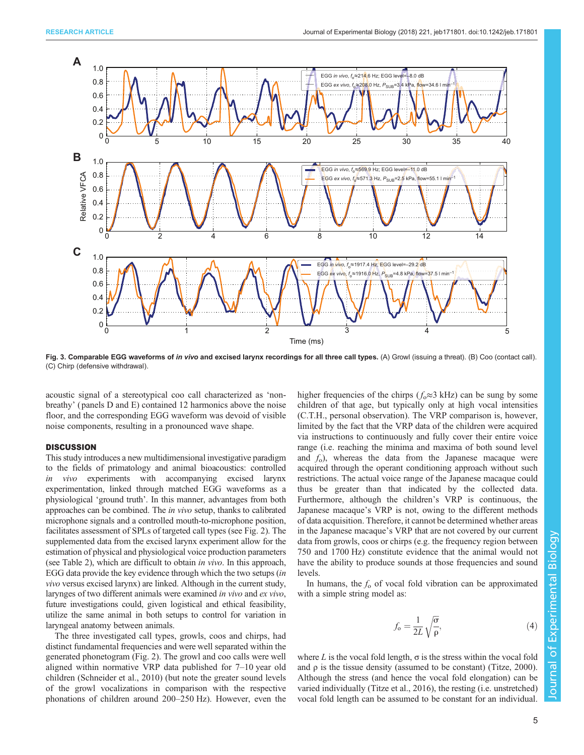**Fig. 3. Comparable EGG waveforms of *in vivo* and excised larynx recordings for all three call types.** (A) Growl (issuing a threat). (B) Coo (contact call). (C) Chirp (defensive withdrawal).

acoustic signal of a stereotypical coo call characterized as 'non-breathy' (panels D and E) contained 12 harmonics above the noise floor, and the corresponding EGG waveform was devoid of visible noise components, resulting in a pronounced wave shape.

## DISCUSSION

This study introduces a new multidimensional investigative paradigm to the fields of primatology and animal bioacoustics: controlled *in vivo* experiments with accompanying excised larynx experimentation, linked through matched EGG waveforms as a physiological 'ground truth'. In this manner, advantages from both approaches can be combined. The *in vivo* setup, thanks to calibrated microphone signals and a controlled mouth-to-microphone position, facilitates assessment of SPLs of targeted call types (see Fig. 2). The supplemented data from the excised larynx experiment allow for the estimation of physical and physiological voice production parameters (see Table 2), which are difficult to obtain *in vivo*. In this approach, EGG data provide the key evidence through which the two setups (*in vivo* versus excised larynx) are linked. Although in the current study, larynges of two different animals were examined *in vivo* and *ex vivo*, future investigations could, given logistical and ethical feasibility, utilize the same animal in both setups to control for variation in laryngeal anatomy between animals.

The three investigated call types, growls, coos and chirps, had distinct fundamental frequencies and were well separated within the generated phonetogram (Fig. 2). The growl and coo calls were well aligned within normative VRP data published for 7–10 year old children (Schneider et al., 2010) (but note the greater sound levels of the growl vocalizations in comparison with the respective phonations of children around 200–250 Hz). However, even the higher frequencies of the chirps ($f_o$≈3 kHz) can be sung by some children of that age, but typically only at high vocal intensities (C.T.H., personal observation). The VRP comparison is, however, limited by the fact that the VRP data of the children were acquired via instructions to continuously and fully cover their entire voice range (i.e. reaching the minima and maxima of both sound level and $f_o$), whereas the data from the Japanese macaque were acquired through the operant conditioning approach without such restrictions. The actual voice range of the Japanese macaque could thus be greater than that indicated by the collected data. Furthermore, although the children's VRP is continuous, the Japanese macaque's VRP is not, owing to the different methods of data acquisition. Therefore, it cannot be determined whether areas in the Japanese macaque's VRP that are not covered by our current data from growls, coos or chirps (e.g. the frequency region between 750 and 1700 Hz) constitute evidence that the animal would not have the ability to produce sounds at those frequencies and sound levels.

In humans, the $f_o$ of vocal fold vibration can be approximated with a simple string model as:

$$f_o = \frac{1}{2L}\sqrt{\frac{\sigma}{\rho}}, \tag{4}$$

where $L$ is the vocal fold length, σ is the stress within the vocal fold and ρ is the tissue density (assumed to be constant) (Titze, 2000). Although the stress (and hence the vocal fold elongation) can be varied individually (Titze et al., 2016), the resting (i.e. unstretched) vocal fold length can be assumed to be constant for an individual.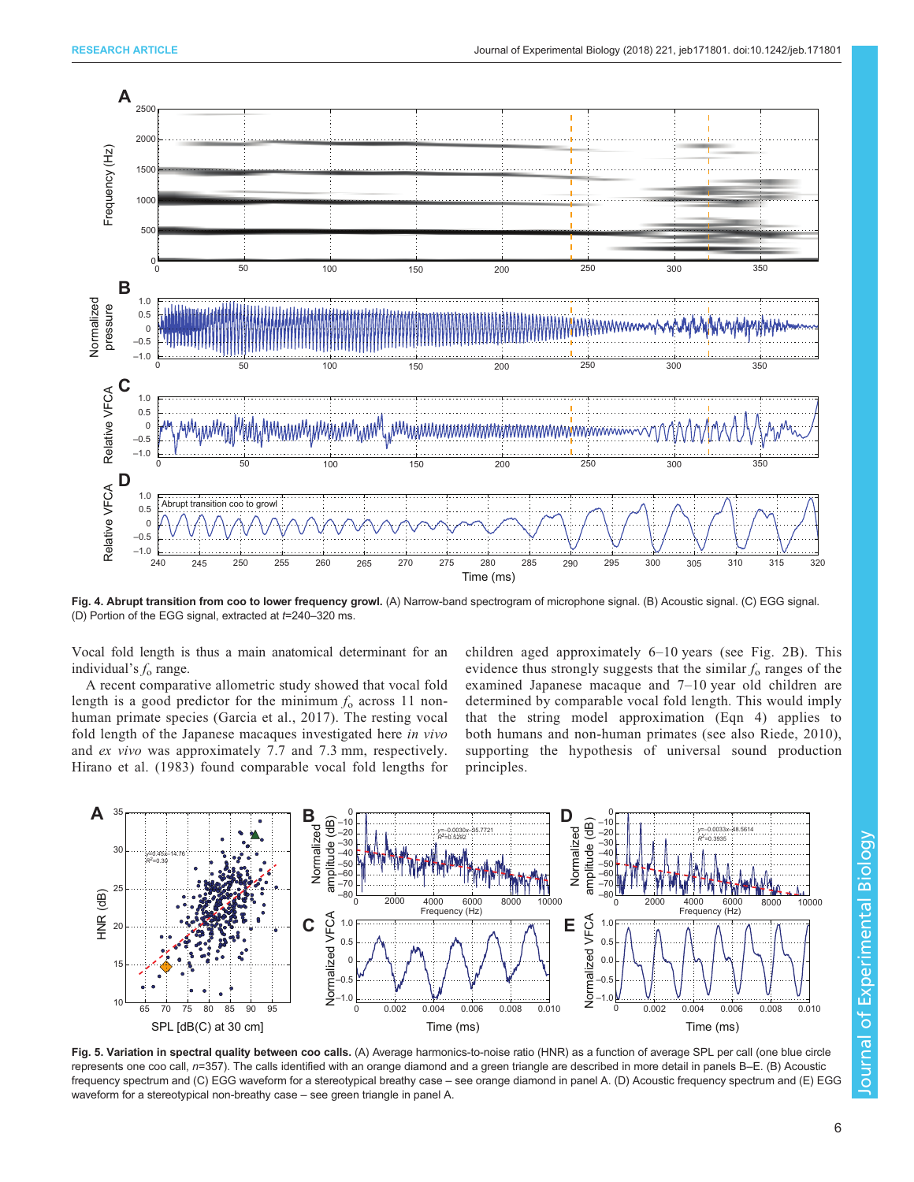**Fig. 4. Abrupt transition from coo to lower frequency growl.** (A) Narrow-band spectrogram of microphone signal. (B) Acoustic signal. (C) EGG signal. (D) Portion of the EGG signal, extracted at $t$=240–320 ms.

Vocal fold length is thus a main anatomical determinant for an individual's $f_o$ range.

A recent comparative allometric study showed that vocal fold length is a good predictor for the minimum $f_o$ across 11 non-human primate species (Garcia et al., 2017). The resting vocal fold length of the Japanese macaques investigated here *in vivo* and *ex vivo* was approximately 7.7 and 7.3 mm, respectively. Hirano et al. (1983) found comparable vocal fold lengths for children aged approximately 6–10 years (see Fig. 2B). This evidence thus strongly suggests that the similar $f_o$ ranges of the examined Japanese macaque and 7–10 year old children are determined by comparable vocal fold length. This would imply that the string model approximation (Eqn 4) applies to both humans and non-human primates (see also Riede, 2010), supporting the hypothesis of universal sound production principles.

**Fig. 5. Variation in spectral quality between coo calls.** (A) Average harmonics-to-noise ratio (HNR) as a function of average SPL per call (one blue circle represents one coo call, $n$=357). The calls identified with an orange diamond and a green triangle are described in more detail in panels B–E. (B) Acoustic frequency spectrum and (C) EGG waveform for a stereotypical breathy case – see orange diamond in panel A. (D) Acoustic frequency spectrum and (E) EGG waveform for a stereotypical non-breathy case – see green triangle in panel A.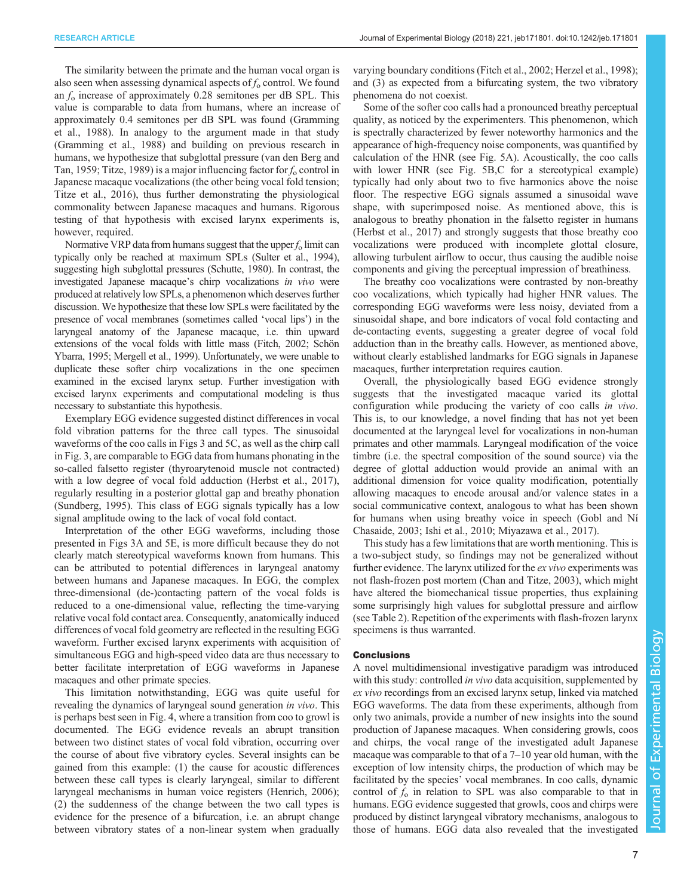The similarity between the primate and the human vocal organ is also seen when assessing dynamical aspects of $f_o$ control. We found an $f_o$ increase of approximately 0.28 semitones per dB SPL. This value is comparable to data from humans, where an increase of approximately 0.4 semitones per dB SPL was found (Gramming et al., 1988). In analogy to the argument made in that study (Gramming et al., 1988) and building on previous research in humans, we hypothesize that subglottal pressure (van den Berg and Tan, 1959; Titze, 1989) is a major influencing factor for $f_o$ control in Japanese macaque vocalizations (the other being vocal fold tension; Titze et al., 2016), thus further demonstrating the physiological commonality between Japanese macaques and humans. Rigorous testing of that hypothesis with excised larynx experiments is, however, required.

Normative VRP data from humans suggest that the upper $f_o$ limit can typically only be reached at maximum SPLs (Sulter et al., 1994), suggesting high subglottal pressures (Schutte, 1980). In contrast, the investigated Japanese macaque's chirp vocalizations *in vivo* were produced at relatively low SPLs, a phenomenon which deserves further discussion. We hypothesize that these low SPLs were facilitated by the presence of vocal membranes (sometimes called 'vocal lips') in the laryngeal anatomy of the Japanese macaque, i.e. thin upward extensions of the vocal folds with little mass (Fitch, 2002; Schön Ybarra, 1995; Mergell et al., 1999). Unfortunately, we were unable to duplicate these softer chirp vocalizations in the one specimen examined in the excised larynx setup. Further investigation with excised larynx experiments and computational modeling is thus necessary to substantiate this hypothesis.

Exemplary EGG evidence suggested distinct differences in vocal fold vibration patterns for the three call types. The sinusoidal waveforms of the coo calls in Figs 3 and 5C, as well as the chirp call in Fig. 3, are comparable to EGG data from humans phonating in the so-called falsetto register (thyroarytenoid muscle not contracted) with a low degree of vocal fold adduction (Herbst et al., 2017), regularly resulting in a posterior glottal gap and breathy phonation (Sundberg, 1995). This class of EGG signals typically has a low signal amplitude owing to the lack of vocal fold contact.

Interpretation of the other EGG waveforms, including those presented in Figs 3A and 5E, is more difficult because they do not clearly match stereotypical waveforms known from humans. This can be attributed to potential differences in laryngeal anatomy between humans and Japanese macaques. In EGG, the complex three-dimensional (de-)contacting pattern of the vocal folds is reduced to a one-dimensional value, reflecting the time-varying relative vocal fold contact area. Consequently, anatomically induced differences of vocal fold geometry are reflected in the resulting EGG waveform. Further excised larynx experiments with acquisition of simultaneous EGG and high-speed video data are thus necessary to better facilitate interpretation of EGG waveforms in Japanese macaques and other primate species.

This limitation notwithstanding, EGG was quite useful for revealing the dynamics of laryngeal sound generation *in vivo*. This is perhaps best seen in Fig. 4, where a transition from coo to growl is documented. The EGG evidence reveals an abrupt transition between two distinct states of vocal fold vibration, occurring over the course of about five vibratory cycles. Several insights can be gained from this example: (1) the cause for acoustic differences between these call types is clearly laryngeal, similar to different laryngeal mechanisms in human voice registers (Henrich, 2006); (2) the suddenness of the change between the two call types is evidence for the presence of a bifurcation, i.e. an abrupt change between vibratory states of a non-linear system when gradually varying boundary conditions (Fitch et al., 2002; Herzel et al., 1998); and (3) as expected from a bifurcating system, the two vibratory phenomena do not coexist.

Some of the softer coo calls had a pronounced breathy perceptual quality, as noticed by the experimenters. This phenomenon, which is spectrally characterized by fewer noteworthy harmonics and the appearance of high-frequency noise components, was quantified by calculation of the HNR (see Fig. 5A). Acoustically, the coo calls with lower HNR (see Fig. 5B,C for a stereotypical example) typically had only about two to five harmonics above the noise floor. The respective EGG signals assumed a sinusoidal wave shape, with superimposed noise. As mentioned above, this is analogous to breathy phonation in the falsetto register in humans (Herbst et al., 2017) and strongly suggests that those breathy coo vocalizations were produced with incomplete glottal closure, allowing turbulent airflow to occur, thus causing the audible noise components and giving the perceptual impression of breathiness.

The breathy coo vocalizations were contrasted by non-breathy coo vocalizations, which typically had higher HNR values. The corresponding EGG waveforms were less noisy, deviated from a sinusoidal shape, and bore indicators of vocal fold contacting and de-contacting events, suggesting a greater degree of vocal fold adduction than in the breathy calls. However, as mentioned above, without clearly established landmarks for EGG signals in Japanese macaques, further interpretation requires caution.

Overall, the physiologically based EGG evidence strongly suggests that the investigated macaque varied its glottal configuration while producing the variety of coo calls *in vivo*. This is, to our knowledge, a novel finding that has not yet been documented at the laryngeal level for vocalizations in non-human primates and other mammals. Laryngeal modification of the voice timbre (i.e. the spectral composition of the sound source) via the degree of glottal adduction would provide an animal with an additional dimension for voice quality modification, potentially allowing macaques to encode arousal and/or valence states in a social communicative context, analogous to what has been shown for humans when using breathy voice in speech (Gobl and Ní Chasaide, 2003; Ishi et al., 2010; Miyazawa et al., 2017).

This study has a few limitations that are worth mentioning. This is a two-subject study, so findings may not be generalized without further evidence. The larynx utilized for the *ex vivo* experiments was not flash-frozen post mortem (Chan and Titze, 2003), which might have altered the biomechanical tissue properties, thus explaining some surprisingly high values for subglottal pressure and airflow (see Table 2). Repetition of the experiments with flash-frozen larynx specimens is thus warranted.

## Conclusions

A novel multidimensional investigative paradigm was introduced with this study: controlled *in vivo* data acquisition, supplemented by *ex vivo* recordings from an excised larynx setup, linked via matched EGG waveforms. The data from these experiments, although from only two animals, provide a number of new insights into the sound production of Japanese macaques. When considering growls, coos and chirps, the vocal range of the investigated adult Japanese macaque was comparable to that of a 7–10 year old human, with the exception of low intensity chirps, the production of which may be facilitated by the species' vocal membranes. In coo calls, dynamic control of $f_o$ in relation to SPL was also comparable to that in humans. EGG evidence suggested that growls, coos and chirps were produced by distinct laryngeal vibratory mechanisms, analogous to those of humans. EGG data also revealed that the investigated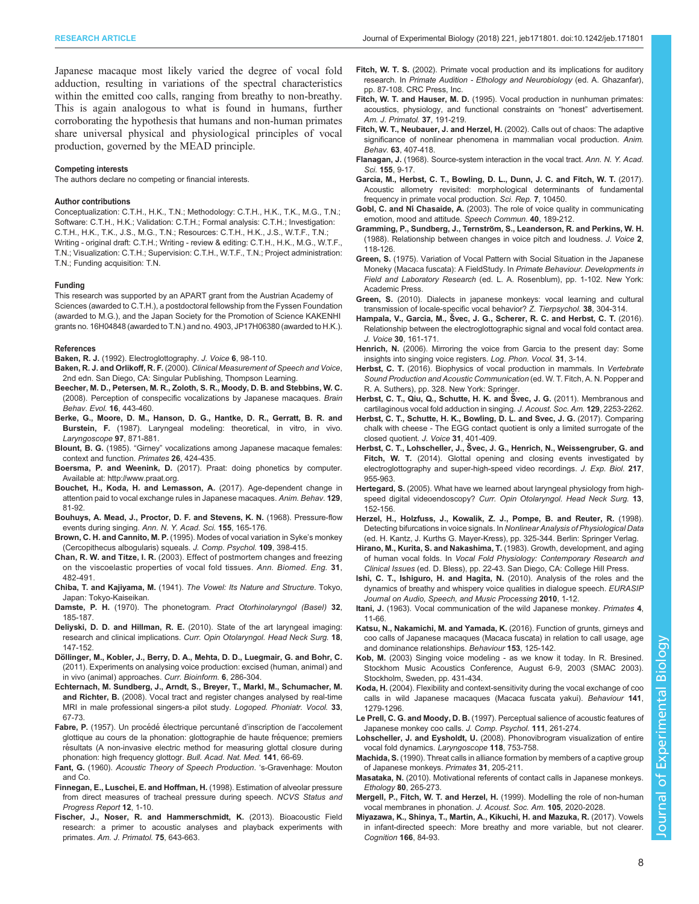Japanese macaque most likely varied the degree of vocal fold adduction, resulting in variations of the spectral characteristics within the emitted coo calls, ranging from breathy to non-breathy. This is again analogous to what is found in humans, further corroborating the hypothesis that humans and non-human primates share universal physical and physiological principles of vocal production, governed by the MEAD principle.

#### Competing interests

The authors declare no competing or financial interests.

#### Author contributions

Conceptualization: C.T.H., H.K., T.N.; Methodology: C.T.H., H.K., T.K., M.G., T.N.; Software: C.T.H., H.K.; Validation: C.T.H.; Formal analysis: C.T.H.; Investigation: C.T.H., H.K., T.K., J.S., M.G., T.N.; Resources: C.T.H., H.K., J.S., W.T.F., T.N.; Writing - original draft: C.T.H.; Writing - review & editing: C.T.H., H.K., M.G., W.T.F., T.N.; Visualization: C.T.H.; Supervision: C.T.H., W.T.F., T.N.; Project administration: T.N.; Funding acquisition: T.N.

#### Funding

This research was supported by an APART grant from the Austrian Academy of Sciences (awarded to C.T.H.), a postdoctoral fellowship from the Fyssen Foundation (awarded to M.G.), and the Japan Society for the Promotion of Science KAKENHI grants no. 16H04848 (awarded to T.N.) and no. 4903, JP17H06380 (awarded to H.K.).

#### References

**Baken, R. J.** (1992). Electroglottography. *J. Voice* **6**, 98-110.

**Baken, R. J. and Orlikoff, R. F.** (2000). *Clinical Measurement of Speech and Voice*, 2nd edn. San Diego, CA: Singular Publishing, Thompson Learning.

**Beecher, M. D., Petersen, M. R., Zoloth, S. R., Moody, D. B. and Stebbins, W. C.** (2008). Perception of conspecific vocalizations by Japanese macaques. *Brain Behav. Evol.* **16**, 443-460.

**Berke, G., Moore, D. M., Hanson, D. G., Hantke, D. R., Gerratt, B. R. and Burstein, F.** (1987). Laryngeal modeling: theoretical, in vitro, in vivo. *Laryngoscope* **97**, 871-881.

**Blount, B. G.** (1985). "Girney" vocalizations among Japanese macaque females: context and function. *Primates* **26**, 424-435.

**Boersma, P. and Weenink, D.** (2017). Praat: doing phonetics by computer. Available at: http://www.praat.org.

**Bouchet, H., Koda, H. and Lemasson, A.** (2017). Age-dependent change in attention paid to vocal exchange rules in Japanese macaques. *Anim. Behav.* **129**, 81-92.

**Bouhuys, A. Mead, J., Proctor, D. F. and Stevens, K. N.** (1968). Pressure-flow events during singing. *Ann. N. Y. Acad. Sci.* **155**, 165-176.

**Brown, C. H. and Cannito, M. P.** (1995). Modes of vocal variation in Syke's monkey (Cercopithecus albogularis) squeals. *J. Comp. Psychol.* **109**, 398-415.

**Chan, R. W. and Titze, I. R.** (2003). Effect of postmortem changes and freezing on the viscoelastic properties of vocal fold tissues. *Ann. Biomed. Eng.* **31**, 482-491.

**Chiba, T. and Kajiyama, M.** (1941). *The Vowel: Its Nature and Structure*. Tokyo, Japan: Tokyo-Kaiseikan.

**Damste, P. H.** (1970). The phonetogram. *Pract Otorhinolaryngol (Basel)* **32**, 185-187.

**Deliyski, D. D. and Hillman, R. E.** (2010). State of the art laryngeal imaging: research and clinical implications. *Curr. Opin Otolaryngol. Head Neck Surg.* **18**, 147-152.

**Döllinger, M., Kobler, J., Berry, D. A., Mehta, D. D., Luegmair, G. and Bohr, C.** (2011). Experiments on analysing voice production: excised (human, animal) and in vivo (animal) approaches. *Curr. Bioinform.* **6**, 286-304.

**Echternach, M. Sundberg, J., Arndt, S., Breyer, T., Markl, M., Schumacher, M. and Richter, B.** (2008). Vocal tract and register changes analysed by real-time MRI in male professional singers-a pilot study. *Logoped. Phoniatr. Vocol.* **33**, 67-73.

**Fabre, P.** (1957). Un procédé électrique percutané d'inscription de l'accolement glottique au cours de la phonation: glottographie de haute fréquence; premiers résultats (A non-invasive electric method for measuring glottal closure during phonation: high frequency glottogr. *Bull. Acad. Nat. Med.* **141**, 66-69.

**Fant, G.** (1960). *Acoustic Theory of Speech Production*. 's-Gravenhage: Mouton and Co.

**Finnegan, E., Luschei, E. and Hoffman, H.** (1998). Estimation of alveolar pressure from direct measures of tracheal pressure during speech. *NCVS Status and Progress Report* **12**, 1-10.

**Fischer, J., Noser, R. and Hammerschmidt, K.** (2013). Bioacoustic Field research: a primer to acoustic analyses and playback experiments with primates. *Am. J. Primatol.* **75**, 643-663.

**Fitch, W. T. S.** (2002). Primate vocal production and its implications for auditory research. In *Primate Audition - Ethology and Neurobiology* (ed. A. Ghazanfar), pp. 87-108. CRC Press, Inc.

**Fitch, W. T. and Hauser, M. D.** (1995). Vocal production in nunhuman primates: acoustics, physiology, and functional constraints on "honest" advertisement. *Am. J. Primatol.* **37**, 191-219.

**Fitch, W. T., Neubauer, J. and Herzel, H.** (2002). Calls out of chaos: The adaptive significance of nonlinear phenomena in mammalian vocal production. *Anim. Behav.* **63**, 407-418.

**Flanagan, J.** (1968). Source-system interaction in the vocal tract. *Ann. N. Y. Acad. Sci.* **155**, 9-17.

**Garcia, M., Herbst, C. T., Bowling, D. L., Dunn, J. C. and Fitch, W. T.** (2017). Acoustic allometry revisited: morphological determinants of fundamental frequency in primate vocal production. *Sci. Rep.* **7**, 10450.

**Gobl, C. and Ní Chasaide, A.** (2003). The role of voice quality in communicating emotion, mood and attitude. *Speech Commun.* **40**, 189-212.

**Gramming, P., Sundberg, J., Ternström, S., Leanderson, R. and Perkins, W. H.** (1988). Relationship between changes in voice pitch and loudness. *J. Voice* **2**, 118-126.

**Green, S.** (1975). Variation of Vocal Pattern with Social Situation in the Japanese Moneky (Macaca fuscata): A FieldStudy. In *Primate Behaviour. Developments in Field and Laboratory Research* (ed. L. A. Rosenblum), pp. 1-102. New York: Academic Press.

**Green, S.** (2010). Dialects in japanese monkeys: vocal learning and cultural transmission of locale-specific vocal behavior? *Z. Tierpsychol.* **38**, 304-314.

**Hampala, V., Garcia, M., Švec, J. G., Scherer, R. C. and Herbst, C. T.** (2016). Relationship between the electroglottographic signal and vocal fold contact area. *J. Voice* **30**, 161-171.

**Henrich, N.** (2006). Mirroring the voice from Garcia to the present day: Some insights into singing voice registers. *Log. Phon. Vocol.* **31**, 3-14.

**Herbst, C. T.** (2016). Biophysics of vocal production in mammals. In *Vertebrate Sound Production and Acoustic Communication* (ed. W. T. Fitch, A. N. Popper and R. A. Suthers), pp. 328. New York: Springer.

**Herbst, C. T., Qiu, Q., Schutte, H. K. and Švec, J. G.** (2011). Membranous and cartilaginous vocal fold adduction in singing. *J. Acoust. Soc. Am.* **129**, 2253-2262.

**Herbst, C. T., Schutte, H. K., Bowling, D. L. and Svec, J. G.** (2017). Comparing chalk with cheese - The EGG contact quotient is only a limited surrogate of the closed quotient. *J. Voice* **31**, 401-409.

**Herbst, C. T., Lohscheller, J., Švec, J. G., Henrich, N., Weissengruber, G. and Fitch, W. T.** (2014). Glottal opening and closing events investigated by electroglottography and super-high-speed video recordings. *J. Exp. Biol.* **217**, 955-963.

**Hertegard, S.** (2005). What have we learned about laryngeal physiology from high-speed digital videoendoscopy? *Curr. Opin Otolaryngol. Head Neck Surg.* **13**, 152-156.

**Herzel, H., Holzfuss, J., Kowalik, Z. J., Pompe, B. and Reuter, R.** (1998). Detecting bifurcations in voice signals. In *Nonlinear Analysis of Physiological Data* (ed. H. Kantz, J. Kurths G. Mayer-Kress), pp. 325-344. Berlin: Springer Verlag.

**Hirano, M., Kurita, S. and Nakashima, T.** (1983). Growth, development, and aging of human vocal folds. In *Vocal Fold Physiology: Contemporary Research and Clinical Issues* (ed. D. Bless), pp. 22-43. San Diego, CA: College Hill Press.

**Ishi, C. T., Ishiguro, H. and Hagita, N.** (2010). Analysis of the roles and the dynamics of breathy and whispery voice qualities in dialogue speech. *EURASIP Journal on Audio, Speech, and Music Processing* **2010**, 1-12.

**Itani, J.** (1963). Vocal communication of the wild Japanese monkey. *Primates* **4**, 11-66.

**Katsu, N., Nakamichi, M. and Yamada, K.** (2016). Function of grunts, girneys and coo calls of Japanese macaques (Macaca fuscata) in relation to call usage, age and dominance relationships. *Behaviour* **153**, 125-142.

**Kob, M.** (2003) Singing voice modeling - as we know it today. In R. Bresined. Stockhom Music Acoustics Conference, August 6-9, 2003 (SMAC 2003). Stockholm, Sweden, pp. 431-434.

**Koda, H.** (2004). Flexibility and context-sensitivity during the vocal exchange of coo calls in wild Japanese macaques (Macaca fuscata yakui). *Behaviour* **141**, 1279-1296.

**Le Prell, C. G. and Moody, D. B.** (1997). Perceptual salience of acoustic features of Japanese monkey coo calls. *J. Comp. Psychol.* **111**, 261-274.

**Lohscheller, J. and Eysholdt, U.** (2008). Phonovibrogram visualization of entire vocal fold dynamics. *Laryngoscope* **118**, 753-758.

**Machida, S.** (1990). Threat calls in alliance formation by members of a captive group of Japanese monkeys. *Primates* **31**, 205-211.

**Masataka, N.** (2010). Motivational referents of contact calls in Japanese monkeys. *Ethology* **80**, 265-273.

**Mergell, P., Fitch, W. T. and Herzel, H.** (1999). Modelling the role of non-human vocal membranes in phonation. *J. Acoust. Soc. Am.* **105**, 2020-2028.

**Miyazawa, K., Shinya, T., Martin, A., Kikuchi, H. and Mazuka, R.** (2017). Vowels in infant-directed speech: More breathy and more variable, but not clearer. *Cognition* **166**, 84-93.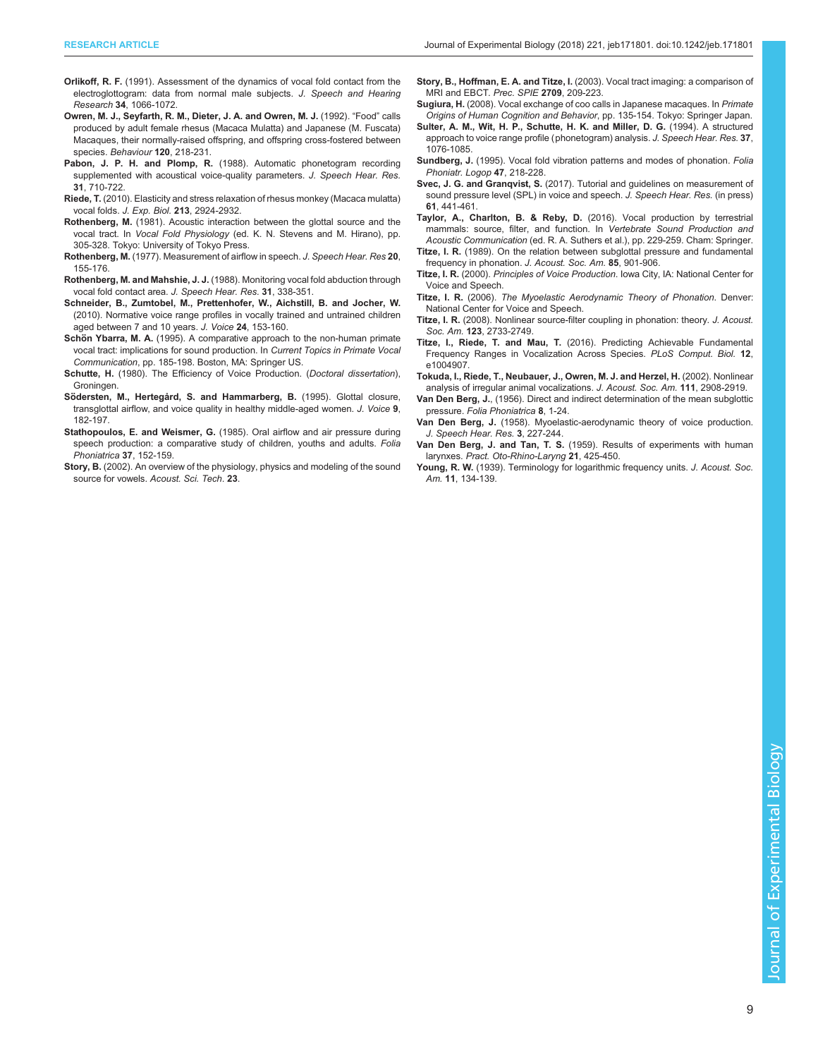**Orlikoff, R. F.** (1991). Assessment of the dynamics of vocal fold contact from the electroglottogram: data from normal male subjects. *J. Speech and Hearing Research* **34**, 1066-1072.

**Owren, M. J., Seyfarth, R. M., Dieter, J. A. and Owren, M. J.** (1992). "Food" calls produced by adult female rhesus (Macaca Mulatta) and Japanese (M. Fuscata) Macaques, their normally-raised offspring, and offspring cross-fostered between species. *Behaviour* **120**, 218-231.

**Pabon, J. P. H. and Plomp, R.** (1988). Automatic phonetogram recording supplemented with acoustical voice-quality parameters. *J. Speech Hear. Res.* **31**, 710-722.

**Riede, T.** (2010). Elasticity and stress relaxation of rhesus monkey (Macaca mulatta) vocal folds. *J. Exp. Biol.* **213**, 2924-2932.

**Rothenberg, M.** (1981). Acoustic interaction between the glottal source and the vocal tract. In *Vocal Fold Physiology* (ed. K. N. Stevens and M. Hirano), pp. 305-328. Tokyo: University of Tokyo Press.

**Rothenberg, M.** (1977). Measurement of airflow in speech. *J. Speech Hear. Res* **20**, 155-176.

**Rothenberg, M. and Mahshie, J. J.** (1988). Monitoring vocal fold abduction through vocal fold contact area. *J. Speech Hear. Res.* **31**, 338-351.

**Schneider, B., Zumtobel, M., Prettenhofer, W., Aichstill, B. and Jocher, W.** (2010). Normative voice range profiles in vocally trained and untrained children aged between 7 and 10 years. *J. Voice* **24**, 153-160.

**Schön Ybarra, M. A.** (1995). A comparative approach to the non-human primate vocal tract: implications for sound production. In *Current Topics in Primate Vocal Communication*, pp. 185-198. Boston, MA: Springer US.

**Schutte, H.** (1980). The Efficiency of Voice Production. (*Doctoral dissertation*), Groningen.

**Södersten, M., Hertegård, S. and Hammarberg, B.** (1995). Glottal closure, transglottal airflow, and voice quality in healthy middle-aged women. *J. Voice* **9**, 182-197.

**Stathopoulos, E. and Weismer, G.** (1985). Oral airflow and air pressure during speech production: a comparative study of children, youths and adults. *Folia Phoniatrica* **37**, 152-159.

**Story, B.** (2002). An overview of the physiology, physics and modeling of the sound source for vowels. *Acoust. Sci. Tech*. **23**.

**Story, B., Hoffman, E. A. and Titze, I.** (2003). Vocal tract imaging: a comparison of MRI and EBCT. *Prec. SPIE* **2709**, 209-223.

**Sugiura, H.** (2008). Vocal exchange of coo calls in Japanese macaques. In *Primate Origins of Human Cognition and Behavior*, pp. 135-154. Tokyo: Springer Japan.

**Sulter, A. M., Wit, H. P., Schutte, H. K. and Miller, D. G.** (1994). A structured approach to voice range profile (phonetogram) analysis. *J. Speech Hear. Res.* **37**, 1076-1085.

**Sundberg, J.** (1995). Vocal fold vibration patterns and modes of phonation. *Folia Phoniatr. Logop* **47**, 218-228.

**Svec, J. G. and Granqvist, S.** (2017). Tutorial and guidelines on measurement of sound pressure level (SPL) in voice and speech. *J. Speech Hear. Res.* (in press) **61**, 441-461.

**Taylor, A., Charlton, B. & Reby, D.** (2016). Vocal production by terrestrial mammals: source, filter, and function. In *Vertebrate Sound Production and Acoustic Communication* (ed. R. A. Suthers et al.), pp. 229-259. Cham: Springer.

**Titze, I. R.** (1989). On the relation between subglottal pressure and fundamental frequency in phonation. *J. Acoust. Soc. Am.* **85**, 901-906.

**Titze, I. R.** (2000). *Principles of Voice Production*. Iowa City, IA: National Center for Voice and Speech.

**Titze, I. R.** (2006). *The Myoelastic Aerodynamic Theory of Phonation*. Denver: National Center for Voice and Speech.

**Titze, I. R.** (2008). Nonlinear source-filter coupling in phonation: theory. *J. Acoust. Soc. Am.* **123**, 2733-2749.

**Titze, I., Riede, T. and Mau, T.** (2016). Predicting Achievable Fundamental Frequency Ranges in Vocalization Across Species. *PLoS Comput. Biol.* **12**, e1004907.

**Tokuda, I., Riede, T., Neubauer, J., Owren, M. J. and Herzel, H.** (2002). Nonlinear analysis of irregular animal vocalizations. *J. Acoust. Soc. Am.* **111**, 2908-2919.

**Van Den Berg, J.**, (1956). Direct and indirect determination of the mean subglottic pressure. *Folia Phoniatrica* **8**, 1-24.

**Van Den Berg, J.** (1958). Myoelastic-aerodynamic theory of voice production. *J. Speech Hear. Res.* **3**, 227-244.

**Van Den Berg, J. and Tan, T. S.** (1959). Results of experiments with human larynxes. *Pract. Oto-Rhino-Laryng* **21**, 425-450.

**Young, R. W.** (1939). Terminology for logarithmic frequency units. *J. Acoust. Soc. Am.* **11**, 134-139.